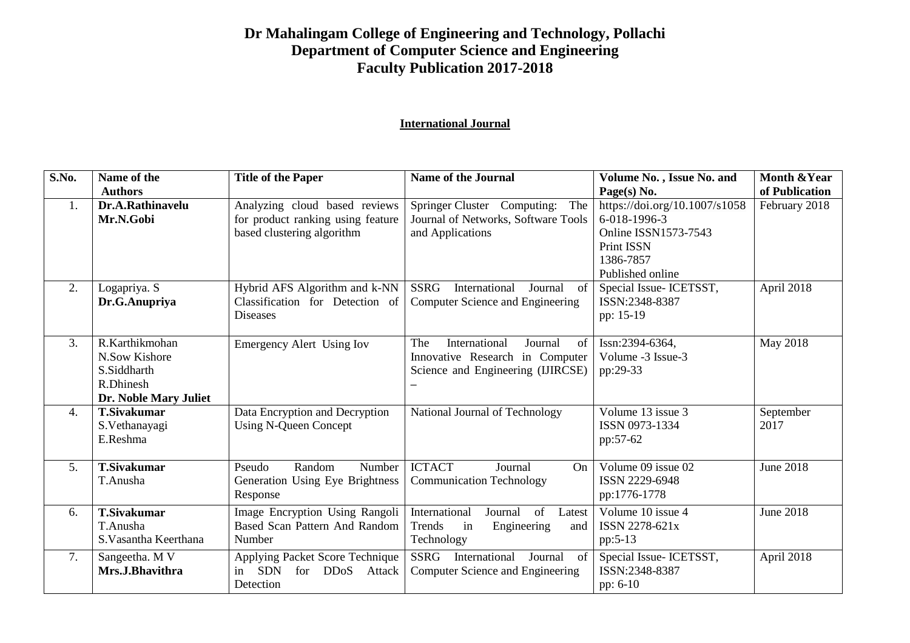# Dr Mahalingam College of Engineering and Technology, Pollachi
## Department of Computer Science and Engineering
## Faculty Publication 2017-2018

### International Journal

| S.No. | Name of the Authors | Title of the Paper | Name of the Journal | Volume No. , Issue No. and Page(s) No. | Month &Year of Publication |
|---|---|---|---|---|---|
| 1. | **Dr.A.Rathinavelu** **Mr.N.Gobi** | Analyzing cloud based reviews for product ranking using feature based clustering algorithm | Springer Cluster Computing: The Journal of Networks, Software Tools and Applications | https://doi.org/10.1007/s10586-018-1996-3 Online ISSN1573-7543 Print ISSN 1386-7857 Published online | February 2018 |
| 2. | Logapriya. S **Dr.G.Anupriya** | Hybrid AFS Algorithm and k-NN Classification for Detection of Diseases | SSRG International Journal of Computer Science and Engineering | Special Issue- ICETSST, ISSN:2348-8387 pp: 15-19 | April 2018 |
| 3. | R.Karthikmohan N.Sow Kishore S.Siddharth R.Dhinesh **Dr. Noble Mary Juliet** | Emergency Alert Using Iov | The International Journal of Innovative Research in Computer Science and Engineering (IJIRCSE) – | Issn:2394-6364, Volume -3 Issue-3 pp:29-33 | May 2018 |
| 4. | **T.Sivakumar** S.Vethanayagi E.Reshma | Data Encryption and Decryption Using N-Queen Concept | National Journal of Technology | Volume 13 issue 3 ISSN 0973-1334 pp:57-62 | September 2017 |
| 5. | **T.Sivakumar** T.Anusha | Pseudo Random Number Generation Using Eye Brightness Response | ICTACT Journal On Communication Technology | Volume 09 issue 02 ISSN 2229-6948 pp:1776-1778 | June 2018 |
| 6. | **T.Sivakumar** T.Anusha S.Vasantha Keerthana | Image Encryption Using Rangoli Based Scan Pattern And Random Number | International Journal of Latest Trends in Engineering and Technology | Volume 10 issue 4 ISSN 2278-621x pp:5-13 | June 2018 |
| 7. | Sangeetha. M V **Mrs.J.Bhavithra** | Applying Packet Score Technique in SDN for DDoS Attack Detection | SSRG International Journal of Computer Science and Engineering | Special Issue- ICETSST, ISSN:2348-8387 pp: 6-10 | April 2018 |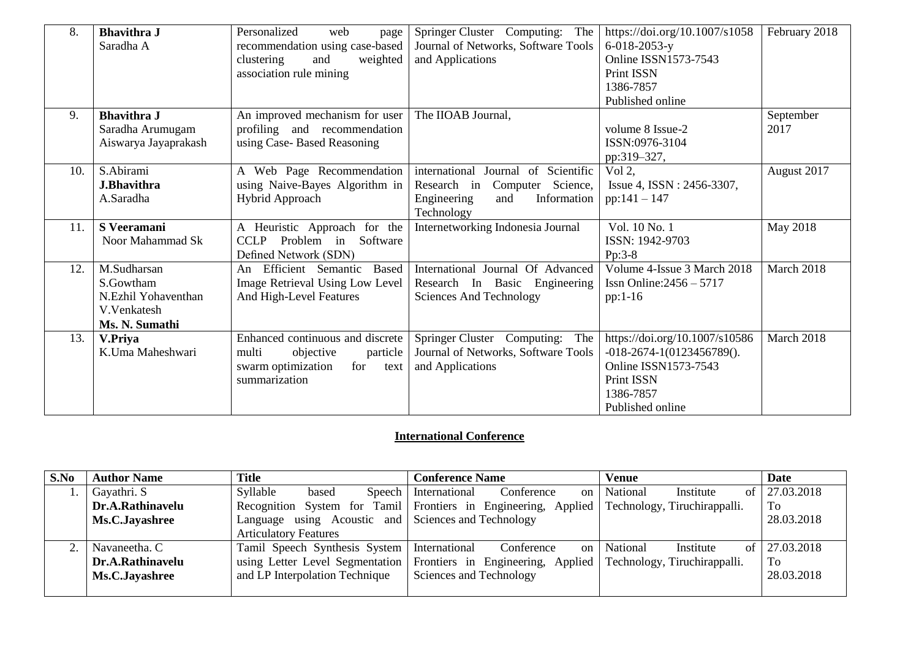| 8. | **Bhavithra J**<br>Saradha A | Personalized web page recommendation using case-based clustering and weighted association rule mining | Springer Cluster Computing: The Journal of Networks, Software Tools and Applications | https://doi.org/10.1007/s10586-018-2053-y<br>Online ISSN1573-7543<br>Print ISSN<br>1386-7857<br>Published online | February 2018 |
|---|---|---|---|---|---|
| 9. | **Bhavithra J**<br>Saradha Arumugam<br>Aiswarya Jayaprakash | An improved mechanism for user profiling and recommendation using Case- Based Reasoning | The IIOAB Journal, | volume 8 Issue-2<br>ISSN:0976-3104<br>pp:319–327, | September 2017 |
| 10. | S.Abirami<br>**J.Bhavithra**<br>A.Saradha | A Web Page Recommendation using Naive-Bayes Algorithm in Hybrid Approach | international Journal of Scientific Research in Computer Science, Engineering and Information Technology | Vol 2,<br>Issue 4, ISSN : 2456-3307,<br>pp:141 – 147 | August 2017 |
| 11. | **S Veeramani**<br>Noor Mahammad Sk | A Heuristic Approach for the CCLP Problem in Software Defined Network (SDN) | Internetworking Indonesia Journal | Vol. 10 No. 1<br>ISSN: 1942-9703<br>Pp:3-8 | May 2018 |
| 12. | M.Sudharsan<br>S.Gowtham<br>N.Ezhil Yohaventhan<br>V.Venkatesh<br>**Ms. N. Sumathi** | An Efficient Semantic Based Image Retrieval Using Low Level And High-Level Features | International Journal Of Advanced Research In Basic Engineering Sciences And Technology | Volume 4-Issue 3 March 2018<br>Issn Online:2456 – 5717<br>pp:1-16 | March 2018 |
| 13. | **V.Priya**<br>K.Uma Maheshwari | Enhanced continuous and discrete multi objective particle swarm optimization for text summarization | Springer Cluster Computing: The Journal of Networks, Software Tools and Applications | https://doi.org/10.1007/s10586-018-2674-1(0123456789().<br>Online ISSN1573-7543<br>Print ISSN<br>1386-7857<br>Published online | March 2018 |

## International Conference

| S.No | Author Name | Title | Conference Name | Venue | Date |
|---|---|---|---|---|---|
| 1. | Gayathri. S<br>**Dr.A.Rathinavelu**<br>**Ms.C.Jayashree** | Syllable based Speech Recognition System for Tamil Language using Acoustic and Articulatory Features | International Conference on Frontiers in Engineering, Applied Sciences and Technology | National Institute of Technology, Tiruchirappalli. | 27.03.2018<br>To<br>28.03.2018 |
| 2. | Navaneetha. C<br>**Dr.A.Rathinavelu**<br>**Ms.C.Jayashree** | Tamil Speech Synthesis System using Letter Level Segmentation and LP Interpolation Technique | International Conference on Frontiers in Engineering, Applied Sciences and Technology | National Institute of Technology, Tiruchirappalli. | 27.03.2018<br>To<br>28.03.2018 |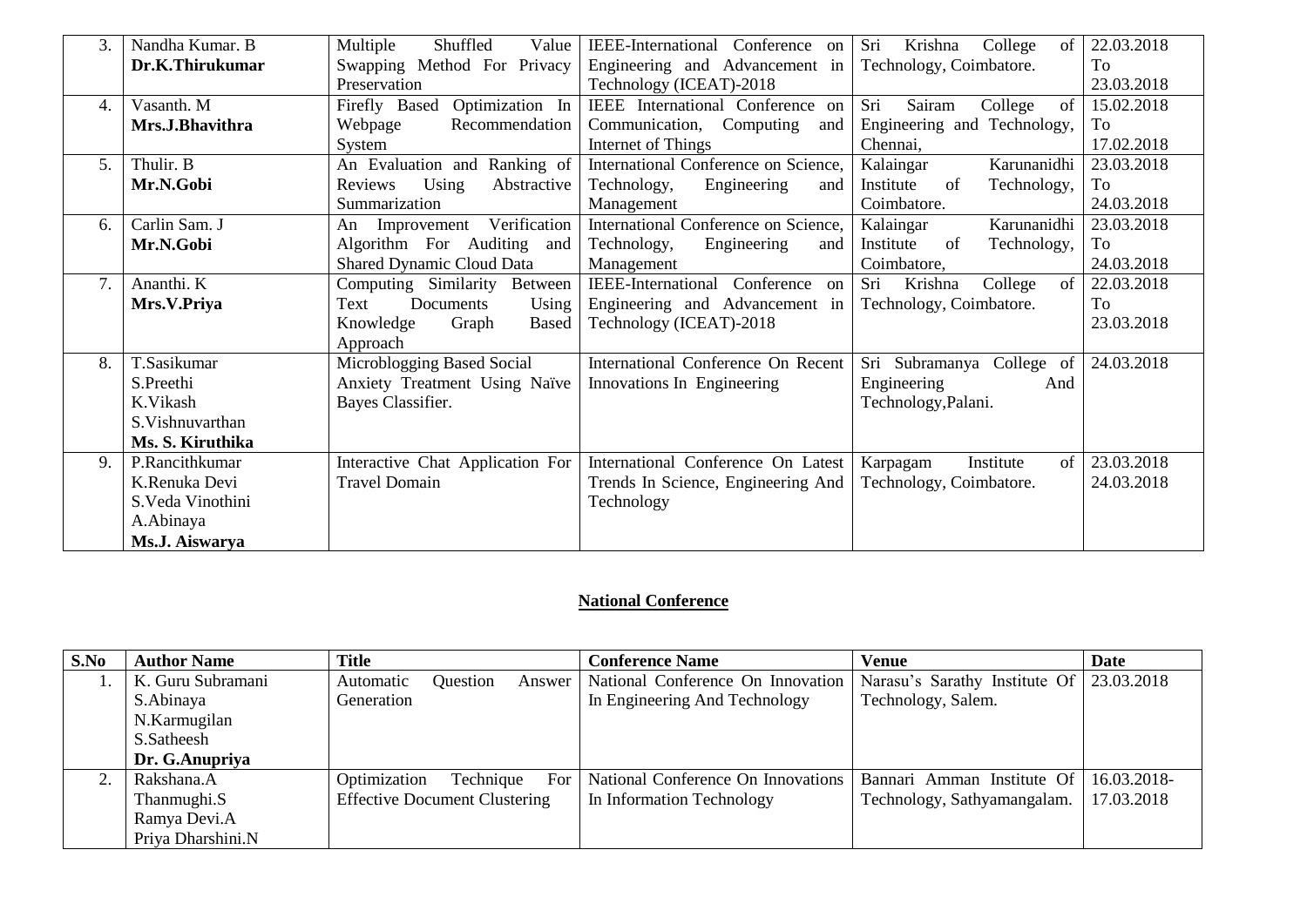| 3. | Nandha Kumar. B<br>**Dr.K.Thirukumar** | Multiple Shuffled Value Swapping Method For Privacy Preservation | IEEE-International Conference on Engineering and Advancement in Technology (ICEAT)-2018 | Sri Krishna College of Technology, Coimbatore. | 22.03.2018 To 23.03.2018 |
|---|---|---|---|---|---|
| 4. | Vasanth. M<br>**Mrs.J.Bhavithra** | Firefly Based Optimization In Webpage Recommendation System | IEEE International Conference on Communication, Computing and Internet of Things | Sri Sairam College of Engineering and Technology, Chennai, | 15.02.2018 To 17.02.2018 |
| 5. | Thulir. B<br>**Mr.N.Gobi** | An Evaluation and Ranking of Reviews Using Abstractive Summarization | International Conference on Science, Technology, Engineering and Management | Kalaingar Karunanidhi Institute of Technology, Coimbatore. | 23.03.2018 To 24.03.2018 |
| 6. | Carlin Sam. J<br>**Mr.N.Gobi** | An Improvement Verification Algorithm For Auditing and Shared Dynamic Cloud Data | International Conference on Science, Technology, Engineering and Management | Kalaingar Karunanidhi Institute of Technology, Coimbatore, | 23.03.2018 To 24.03.2018 |
| 7. | Ananthi. K<br>**Mrs.V.Priya** | Computing Similarity Between Text Documents Using Knowledge Graph Based Approach | IEEE-International Conference on Engineering and Advancement in Technology (ICEAT)-2018 | Sri Krishna College of Technology, Coimbatore. | 22.03.2018 To 23.03.2018 |
| 8. | T.Sasikumar<br>S.Preethi<br>K.Vikash<br>S.Vishnuvarthan<br>**Ms. S. Kiruthika** | Microblogging Based Social Anxiety Treatment Using Naïve Bayes Classifier. | International Conference On Recent Innovations In Engineering | Sri Subramanya College of Engineering And Technology,Palani. | 24.03.2018 |
| 9. | P.Rancithkumar<br>K.Renuka Devi<br>S.Veda Vinothini<br>A.Abinaya<br>**Ms.J. Aiswarya** | Interactive Chat Application For Travel Domain | International Conference On Latest Trends In Science, Engineering And Technology | Karpagam Institute of Technology, Coimbatore. | 23.03.2018 24.03.2018 |

## **National Conference**

| **S.No** | **Author Name** | **Title** | **Conference Name** | **Venue** | **Date** |
|---|---|---|---|---|---|
| 1. | K. Guru Subramani<br>S.Abinaya<br>N.Karmugilan<br>S.Satheesh<br>**Dr. G.Anupriya** | Automatic Question Answer Generation | National Conference On Innovation In Engineering And Technology | Narasu's Sarathy Institute Of Technology, Salem. | 23.03.2018 |
| 2. | Rakshana.A<br>Thanmughi.S<br>Ramya Devi.A<br>Priya Dharshini.N | Optimization Technique For Effective Document Clustering | National Conference On Innovations In Information Technology | Bannari Amman Institute Of Technology, Sathyamangalam. | 16.03.2018- 17.03.2018 |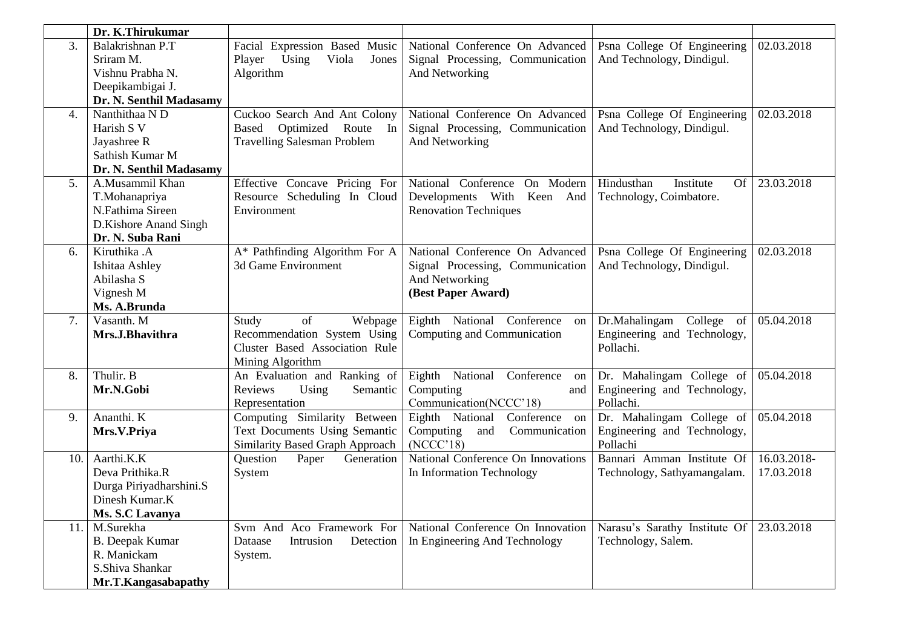| | | | | | |
|---|---|---|---|---|---|
| | Dr. K.Thirukumar | | | | |
| 3. | Balakrishnan P.T<br>Sriram M.<br>Vishnu Prabha N.<br>Deepikambigai J.<br>**Dr. N. Senthil Madasamy** | Facial Expression Based Music Player Using Viola Jones Algorithm | National Conference On Advanced Signal Processing, Communication And Networking | Psna College Of Engineering And Technology, Dindigul. | 02.03.2018 |
| 4. | Nanthithaa N D<br>Harish S V<br>Jayashree R<br>Sathish Kumar M<br>**Dr. N. Senthil Madasamy** | Cuckoo Search And Ant Colony Based Optimized Route In Travelling Salesman Problem | National Conference On Advanced Signal Processing, Communication And Networking | Psna College Of Engineering And Technology, Dindigul. | 02.03.2018 |
| 5. | A.Musammil Khan<br>T.Mohanapriya<br>N.Fathima Sireen<br>D.Kishore Anand Singh<br>**Dr. N. Suba Rani** | Effective Concave Pricing For Resource Scheduling In Cloud Environment | National Conference On Modern Developments With Keen And Renovation Techniques | Hindusthan Institute Of Technology, Coimbatore. | 23.03.2018 |
| 6. | Kiruthika .A<br>Ishitaa Ashley<br>Abilasha S<br>Vignesh M<br>**Ms. A.Brunda** | A* Pathfinding Algorithm For A 3d Game Environment | National Conference On Advanced Signal Processing, Communication And Networking<br>**(Best Paper Award)** | Psna College Of Engineering And Technology, Dindigul. | 02.03.2018 |
| 7. | Vasanth. M<br>**Mrs.J.Bhavithra** | Study of Webpage Recommendation System Using Cluster Based Association Rule Mining Algorithm | Eighth National Conference on Computing and Communication | Dr.Mahalingam College of Engineering and Technology, Pollachi. | 05.04.2018 |
| 8. | Thulir. B<br>**Mr.N.Gobi** | An Evaluation and Ranking of Reviews Using Semantic Representation | Eighth National Conference on Computing and Communication(NCCC'18) | Dr. Mahalingam College of Engineering and Technology, Pollachi. | 05.04.2018 |
| 9. | Ananthi. K<br>**Mrs.V.Priya** | Computing Similarity Between Text Documents Using Semantic Similarity Based Graph Approach | Eighth National Conference on Computing and Communication (NCCC'18) | Dr. Mahalingam College of Engineering and Technology, Pollachi | 05.04.2018 |
| 10. | Aarthi.K.K<br>Deva Prithika.R<br>Durga Piriyadharshini.S<br>Dinesh Kumar.K<br>**Ms. S.C Lavanya** | Question Paper Generation System | National Conference On Innovations In Information Technology | Bannari Amman Institute Of Technology, Sathyamangalam. | 16.03.2018-17.03.2018 |
| 11. | M.Surekha<br>B. Deepak Kumar<br>R. Manickam<br>S.Shiva Shankar<br>**Mr.T.Kangasabapathy** | Svm And Aco Framework For Dataase Intrusion Detection System. | National Conference On Innovation In Engineering And Technology | Narasu's Sarathy Institute Of Technology, Salem. | 23.03.2018 |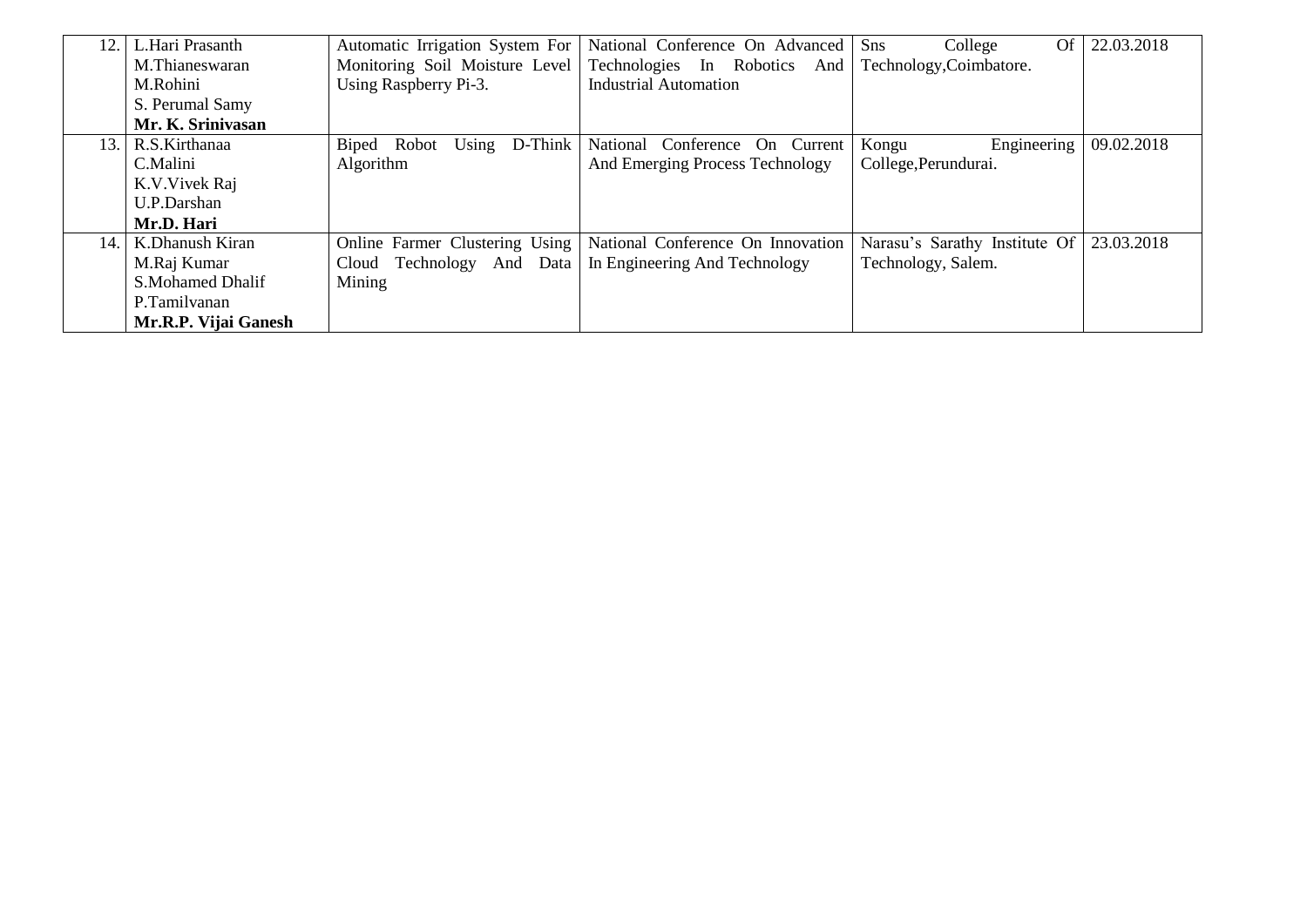| | | | | | |
|---|---|---|---|---|---|
| 12. | L.Hari Prasanth<br>M.Thianeswaran<br>M.Rohini<br>S. Perumal Samy<br>**Mr. K. Srinivasan** | Automatic Irrigation System For Monitoring Soil Moisture Level Using Raspberry Pi-3. | National Conference On Advanced Technologies In Robotics And Industrial Automation | Sns College Of Technology,Coimbatore. | 22.03.2018 |
| 13. | R.S.Kirthanaa<br>C.Malini<br>K.V.Vivek Raj<br>U.P.Darshan<br>**Mr.D. Hari** | Biped Robot Using D-Think Algorithm | National Conference On Current And Emerging Process Technology | Kongu Engineering College,Perundurai. | 09.02.2018 |
| 14. | K.Dhanush Kiran<br>M.Raj Kumar<br>S.Mohamed Dhalif<br>P.Tamilvanan<br>**Mr.R.P. Vijai Ganesh** | Online Farmer Clustering Using Cloud Technology And Data Mining | National Conference On Innovation In Engineering And Technology | Narasu's Sarathy Institute Of Technology, Salem. | 23.03.2018 |